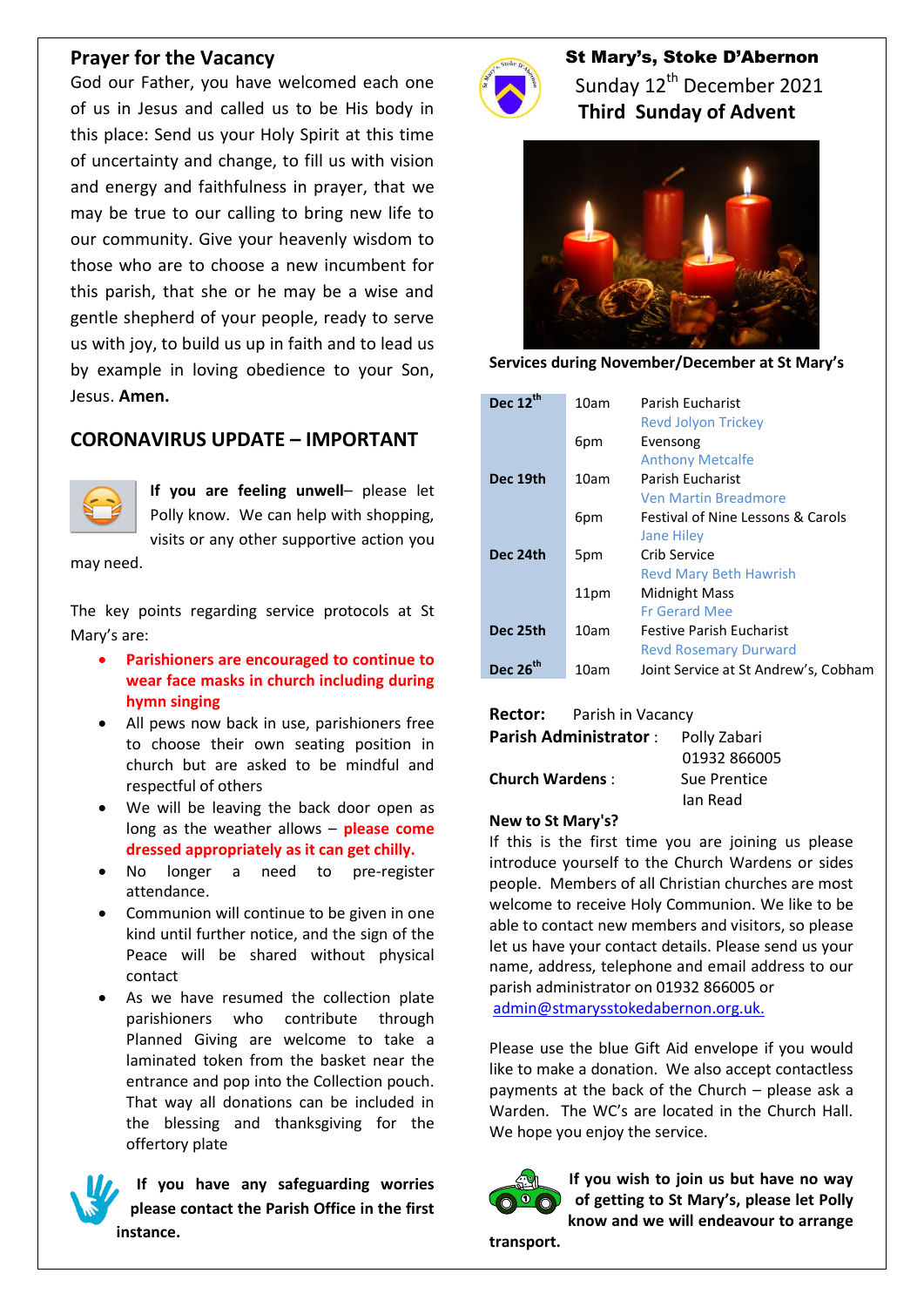## Prayer for the Vacancy

God our Father, you have welcomed each one of us in Jesus and called us to be His body in this place: Send us your Holy Spirit at this time of uncertainty and change, to fill us with vision and energy and faithfulness in prayer, that we may be true to our calling to bring new life to our community. Give your heavenly wisdom to those who are to choose a new incumbent for this parish, that she or he may be a wise and gentle shepherd of your people, ready to serve us with joy, to build us up in faith and to lead us by example in loving obedience to your Son, Jesus. **Amen.**

## CORONAVIRUS UPDATE – IMPORTANT

**If you are feeling unwell**– please let Polly know. We can help with shopping, visits or any other supportive action you may need.

The key points regarding service protocols at St Mary's are:

- **Parishioners are encouraged to continue to wear face masks in church including during hymn singing**
- All pews now back in use, parishioners free to choose their own seating position in church but are asked to be mindful and respectful of others
- We will be leaving the back door open as long as the weather allows – **please come dressed appropriately as it can get chilly.**
- No longer a need to pre-register attendance.
- Communion will continue to be given in one kind until further notice, and the sign of the Peace will be shared without physical contact
- As we have resumed the collection plate parishioners who contribute through Planned Giving are welcome to take a laminated token from the basket near the entrance and pop into the Collection pouch. That way all donations can be included in the blessing and thanksgiving for the offertory plate

**If you have any safeguarding worries please contact the Parish Office in the first instance.**

# St Mary's, Stoke D'Abernon

Sunday 12th December 2021

**Third Sunday of Advent**

**Services during November/December at St Mary's**

| Date | Time | Service |
|---|---|---|
| **Dec 12th** | 10am | Parish Eucharist<br>Revd Jolyon Trickey |
| | 6pm | Evensong<br>Anthony Metcalfe |
| **Dec 19th** | 10am | Parish Eucharist<br>Ven Martin Breadmore |
| | 6pm | Festival of Nine Lessons & Carols<br>Jane Hiley |
| **Dec 24th** | 5pm | Crib Service<br>Revd Mary Beth Hawrish |
| | 11pm | Midnight Mass<br>Fr Gerard Mee |
| **Dec 25th** | 10am | Festive Parish Eucharist<br>Revd Rosemary Durward |
| **Dec 26th** | 10am | Joint Service at St Andrew's, Cobham |

**Rector:** Parish in Vacancy

**Parish Administrator** : Polly Zabari, 01932 866005

**Church Wardens** : Sue Prentice, Ian Read

**New to St Mary's?**

If this is the first time you are joining us please introduce yourself to the Church Wardens or sides people. Members of all Christian churches are most welcome to receive Holy Communion. We like to be able to contact new members and visitors, so please let us have your contact details. Please send us your name, address, telephone and email address to our parish administrator on 01932 866005 or admin@stmarysstokedabernon.org.uk.

Please use the blue Gift Aid envelope if you would like to make a donation. We also accept contactless payments at the back of the Church – please ask a Warden. The WC's are located in the Church Hall. We hope you enjoy the service.

**If you wish to join us but have no way of getting to St Mary's, please let Polly know and we will endeavour to arrange transport.**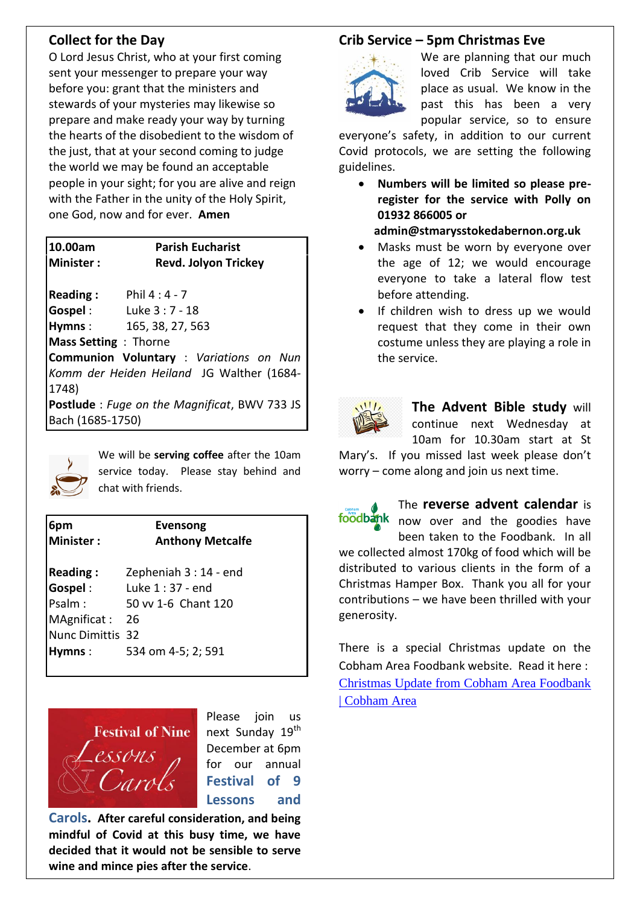## Collect for the Day

O Lord Jesus Christ, who at your first coming sent your messenger to prepare your way before you: grant that the ministers and stewards of your mysteries may likewise so prepare and make ready your way by turning the hearts of the disobedient to the wisdom of the just, that at your second coming to judge the world we may be found an acceptable people in your sight; for you are alive and reign with the Father in the unity of the Holy Spirit, one God, now and for ever. **Amen**

| | |
|---|---|
| **10.00am** | **Parish Eucharist** |
| **Minister :** | **Revd. Jolyon Trickey** |
| **Reading :** | Phil 4 : 4 - 7 |
| **Gospel** : | Luke 3 : 7 - 18 |
| **Hymns** : | 165, 38, 27, 563 |
| **Mass Setting** : Thorne | |
| **Communion Voluntary** : *Variations on Nun Komm der Heiden Heiland* JG Walther (1684-1748) | |
| **Postlude** : *Fuge on the Magnificat*, BWV 733 JS Bach (1685-1750) | |

We will be **serving coffee** after the 10am service today. Please stay behind and chat with friends.

| | |
|---|---|
| **6pm** | **Evensong** |
| **Minister :** | **Anthony Metcalfe** |
| **Reading :** | Zepheniah 3 : 14 - end |
| **Gospel** : | Luke 1 : 37 - end |
| Psalm : | 50 vv 1-6 Chant 120 |
| MAgnificat : | 26 |
| Nunc Dimittis | 32 |
| **Hymns** : | 534 om 4-5; 2; 591 |

Festival of Nine Lessons & Carols

Please join us next Sunday 19th December at 6pm for our annual **Festival of 9 Lessons and Carols**. **After careful consideration, and being mindful of Covid at this busy time, we have decided that it would not be sensible to serve wine and mince pies after the service**.

## Crib Service – 5pm Christmas Eve

We are planning that our much loved Crib Service will take place as usual. We know in the past this has been a very popular service, so to ensure everyone's safety, in addition to our current Covid protocols, we are setting the following guidelines.

- **Numbers will be limited so please pre-register for the service with Polly on 01932 866005 or admin@stmarysstokedabernon.org.uk**
- Masks must be worn by everyone over the age of 12; we would encourage everyone to take a lateral flow test before attending.
- If children wish to dress up we would request that they come in their own costume unless they are playing a role in the service.

**The Advent Bible study** will continue next Wednesday at 10am for 10.30am start at St Mary's. If you missed last week please don't worry – come along and join us next time.

The **reverse advent calendar** is now over and the goodies have been taken to the Foodbank. In all we collected almost 170kg of food which will be distributed to various clients in the form of a Christmas Hamper Box. Thank you all for your contributions – we have been thrilled with your generosity.

There is a special Christmas update on the Cobham Area Foodbank website. Read it here : Christmas Update from Cobham Area Foodbank | Cobham Area